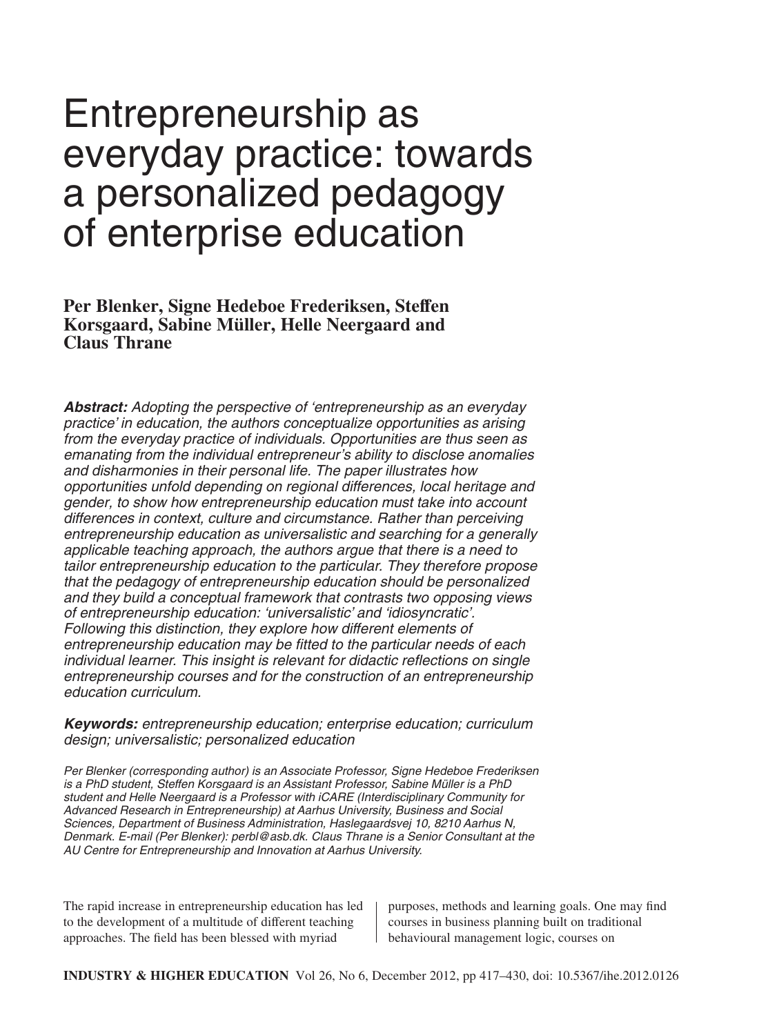# Entrepreneurship as everyday practice: towards a personalized pedagogy of enterprise education

**Per Blenker, Signe Hedeboe Frederiksen, Steffen Korsgaard, Sabine Müller, Helle Neergaard and Claus Thrane**

***Abstract:*** *Adopting the perspective of 'entrepreneurship as an everyday practice' in education, the authors conceptualize opportunities as arising from the everyday practice of individuals. Opportunities are thus seen as emanating from the individual entrepreneur's ability to disclose anomalies and disharmonies in their personal life. The paper illustrates how opportunities unfold depending on regional differences, local heritage and gender, to show how entrepreneurship education must take into account differences in context, culture and circumstance. Rather than perceiving entrepreneurship education as universalistic and searching for a generally applicable teaching approach, the authors argue that there is a need to tailor entrepreneurship education to the particular. They therefore propose that the pedagogy of entrepreneurship education should be personalized and they build a conceptual framework that contrasts two opposing views of entrepreneurship education: 'universalistic' and 'idiosyncratic'. Following this distinction, they explore how different elements of entrepreneurship education may be fitted to the particular needs of each individual learner. This insight is relevant for didactic reflections on single entrepreneurship courses and for the construction of an entrepreneurship education curriculum.*

***Keywords:*** *entrepreneurship education; enterprise education; curriculum design; universalistic; personalized education*

*Per Blenker (corresponding author) is an Associate Professor, Signe Hedeboe Frederiksen is a PhD student, Steffen Korsgaard is an Assistant Professor, Sabine Müller is a PhD student and Helle Neergaard is a Professor with iCARE (Interdisciplinary Community for Advanced Research in Entrepreneurship) at Aarhus University, Business and Social Sciences, Department of Business Administration, Haslegaardsvej 10, 8210 Aarhus N, Denmark. E-mail (Per Blenker): perbl@asb.dk. Claus Thrane is a Senior Consultant at the AU Centre for Entrepreneurship and Innovation at Aarhus University.*

The rapid increase in entrepreneurship education has led to the development of a multitude of different teaching approaches. The field has been blessed with myriad purposes, methods and learning goals. One may find courses in business planning built on traditional behavioural management logic, courses on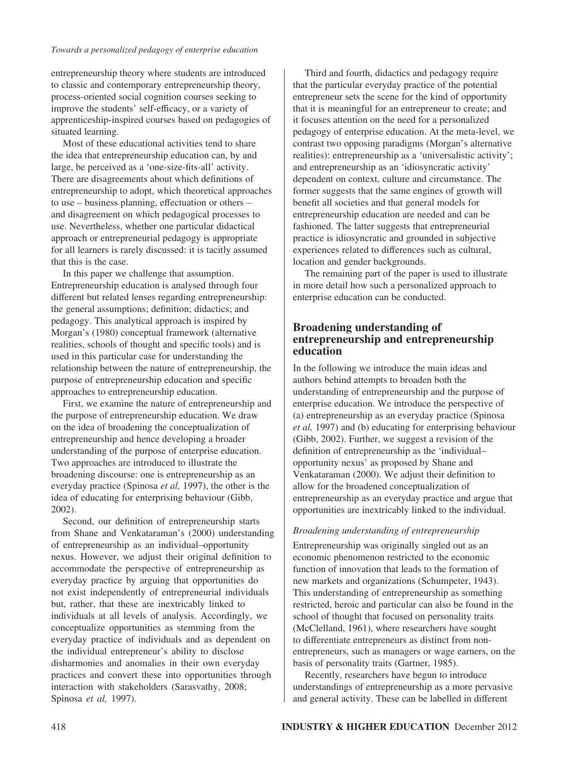entrepreneurship theory where students are introduced to classic and contemporary entrepreneurship theory, process-oriented social cognition courses seeking to improve the students' self-efficacy, or a variety of apprenticeship-inspired courses based on pedagogies of situated learning.

Most of these educational activities tend to share the idea that entrepreneurship education can, by and large, be perceived as a 'one-size-fits-all' activity. There are disagreements about which definitions of entrepreneurship to adopt, which theoretical approaches to use – business planning, effectuation or others – and disagreement on which pedagogical processes to use. Nevertheless, whether one particular didactical approach or entrepreneurial pedagogy is appropriate for all learners is rarely discussed: it is tacitly assumed that this is the case.

In this paper we challenge that assumption. Entrepreneurship education is analysed through four different but related lenses regarding entrepreneurship: the general assumptions; definition; didactics; and pedagogy. This analytical approach is inspired by Morgan's (1980) conceptual framework (alternative realities, schools of thought and specific tools) and is used in this particular case for understanding the relationship between the nature of entrepreneurship, the purpose of entrepreneurship education and specific approaches to entrepreneurship education.

First, we examine the nature of entrepreneurship and the purpose of entrepreneurship education. We draw on the idea of broadening the conceptualization of entrepreneurship and hence developing a broader understanding of the purpose of enterprise education. Two approaches are introduced to illustrate the broadening discourse: one is entrepreneurship as an everyday practice (Spinosa *et al,* 1997), the other is the idea of educating for enterprising behaviour (Gibb, 2002).

Second, our definition of entrepreneurship starts from Shane and Venkataraman's (2000) understanding of entrepreneurship as an individual–opportunity nexus. However, we adjust their original definition to accommodate the perspective of entrepreneurship as everyday practice by arguing that opportunities do not exist independently of entrepreneurial individuals but, rather, that these are inextricably linked to individuals at all levels of analysis. Accordingly, we conceptualize opportunities as stemming from the everyday practice of individuals and as dependent on the individual entrepreneur's ability to disclose disharmonies and anomalies in their own everyday practices and convert these into opportunities through interaction with stakeholders (Sarasvathy, 2008; Spinosa *et al,* 1997).

Third and fourth, didactics and pedagogy require that the particular everyday practice of the potential entrepreneur sets the scene for the kind of opportunity that it is meaningful for an entrepreneur to create; and it focuses attention on the need for a personalized pedagogy of enterprise education. At the meta-level, we contrast two opposing paradigms (Morgan's alternative realities): entrepreneurship as a 'universalistic activity'; and entrepreneurship as an 'idiosyncratic activity' dependent on context, culture and circumstance. The former suggests that the same engines of growth will benefit all societies and that general models for entrepreneurship education are needed and can be fashioned. The latter suggests that entrepreneurial practice is idiosyncratic and grounded in subjective experiences related to differences such as cultural, location and gender backgrounds.

The remaining part of the paper is used to illustrate in more detail how such a personalized approach to enterprise education can be conducted.

## Broadening understanding of entrepreneurship and entrepreneurship education

In the following we introduce the main ideas and authors behind attempts to broaden both the understanding of entrepreneurship and the purpose of enterprise education. We introduce the perspective of (a) entrepreneurship as an everyday practice (Spinosa *et al,* 1997) and (b) educating for enterprising behaviour (Gibb, 2002). Further, we suggest a revision of the definition of entrepreneurship as the 'individual–opportunity nexus' as proposed by Shane and Venkataraman (2000). We adjust their definition to allow for the broadened conceptualization of entrepreneurship as an everyday practice and argue that opportunities are inextricably linked to the individual.

### *Broadening understanding of entrepreneurship*

Entrepreneurship was originally singled out as an economic phenomenon restricted to the economic function of innovation that leads to the formation of new markets and organizations (Schumpeter, 1943). This understanding of entrepreneurship as something restricted, heroic and particular can also be found in the school of thought that focused on personality traits (McClelland, 1961), where researchers have sought to differentiate entrepreneurs as distinct from non-entrepreneurs, such as managers or wage earners, on the basis of personality traits (Gartner, 1985).

Recently, researchers have begun to introduce understandings of entrepreneurship as a more pervasive and general activity. These can be labelled in different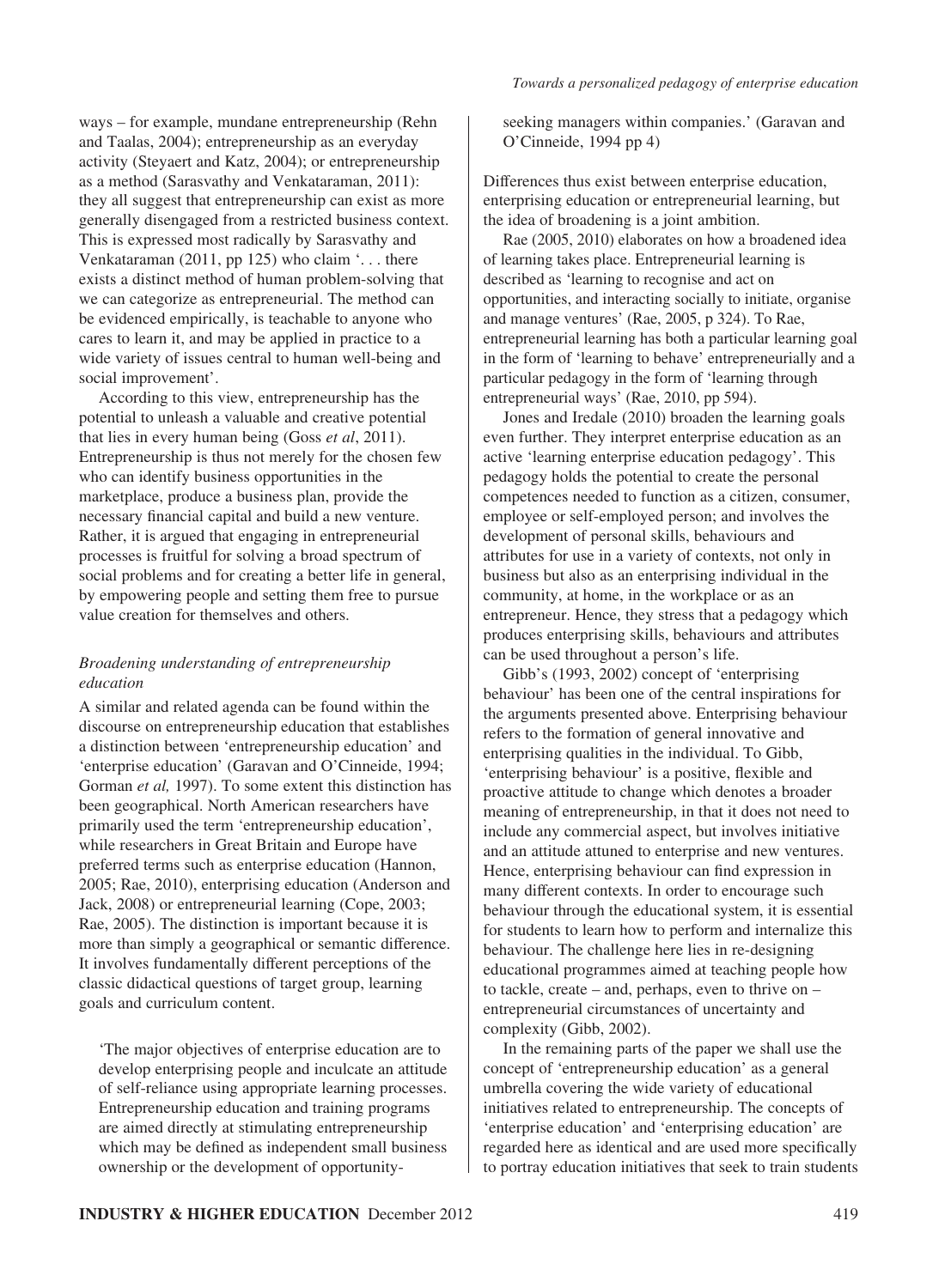ways – for example, mundane entrepreneurship (Rehn and Taalas, 2004); entrepreneurship as an everyday activity (Steyaert and Katz, 2004); or entrepreneurship as a method (Sarasvathy and Venkataraman, 2011): they all suggest that entrepreneurship can exist as more generally disengaged from a restricted business context. This is expressed most radically by Sarasvathy and Venkataraman (2011, pp 125) who claim '. . . there exists a distinct method of human problem-solving that we can categorize as entrepreneurial. The method can be evidenced empirically, is teachable to anyone who cares to learn it, and may be applied in practice to a wide variety of issues central to human well-being and social improvement'.

According to this view, entrepreneurship has the potential to unleash a valuable and creative potential that lies in every human being (Goss *et al*, 2011). Entrepreneurship is thus not merely for the chosen few who can identify business opportunities in the marketplace, produce a business plan, provide the necessary financial capital and build a new venture. Rather, it is argued that engaging in entrepreneurial processes is fruitful for solving a broad spectrum of social problems and for creating a better life in general, by empowering people and setting them free to pursue value creation for themselves and others.

### *Broadening understanding of entrepreneurship education*

A similar and related agenda can be found within the discourse on entrepreneurship education that establishes a distinction between 'entrepreneurship education' and 'enterprise education' (Garavan and O'Cinneide, 1994; Gorman *et al,* 1997). To some extent this distinction has been geographical. North American researchers have primarily used the term 'entrepreneurship education', while researchers in Great Britain and Europe have preferred terms such as enterprise education (Hannon, 2005; Rae, 2010), enterprising education (Anderson and Jack, 2008) or entrepreneurial learning (Cope, 2003; Rae, 2005). The distinction is important because it is more than simply a geographical or semantic difference. It involves fundamentally different perceptions of the classic didactical questions of target group, learning goals and curriculum content.

> 'The major objectives of enterprise education are to develop enterprising people and inculcate an attitude of self-reliance using appropriate learning processes. Entrepreneurship education and training programs are aimed directly at stimulating entrepreneurship which may be defined as independent small business ownership or the development of opportunity-seeking managers within companies.' (Garavan and O'Cinneide, 1994 pp 4)

Differences thus exist between enterprise education, enterprising education or entrepreneurial learning, but the idea of broadening is a joint ambition.

Rae (2005, 2010) elaborates on how a broadened idea of learning takes place. Entrepreneurial learning is described as 'learning to recognise and act on opportunities, and interacting socially to initiate, organise and manage ventures' (Rae, 2005, p 324). To Rae, entrepreneurial learning has both a particular learning goal in the form of 'learning to behave' entrepreneurially and a particular pedagogy in the form of 'learning through entrepreneurial ways' (Rae, 2010, pp 594).

Jones and Iredale (2010) broaden the learning goals even further. They interpret enterprise education as an active 'learning enterprise education pedagogy'. This pedagogy holds the potential to create the personal competences needed to function as a citizen, consumer, employee or self-employed person; and involves the development of personal skills, behaviours and attributes for use in a variety of contexts, not only in business but also as an enterprising individual in the community, at home, in the workplace or as an entrepreneur. Hence, they stress that a pedagogy which produces enterprising skills, behaviours and attributes can be used throughout a person's life.

Gibb's (1993, 2002) concept of 'enterprising behaviour' has been one of the central inspirations for the arguments presented above. Enterprising behaviour refers to the formation of general innovative and enterprising qualities in the individual. To Gibb, 'enterprising behaviour' is a positive, flexible and proactive attitude to change which denotes a broader meaning of entrepreneurship, in that it does not need to include any commercial aspect, but involves initiative and an attitude attuned to enterprise and new ventures. Hence, enterprising behaviour can find expression in many different contexts. In order to encourage such behaviour through the educational system, it is essential for students to learn how to perform and internalize this behaviour. The challenge here lies in re-designing educational programmes aimed at teaching people how to tackle, create – and, perhaps, even to thrive on – entrepreneurial circumstances of uncertainty and complexity (Gibb, 2002).

In the remaining parts of the paper we shall use the concept of 'entrepreneurship education' as a general umbrella covering the wide variety of educational initiatives related to entrepreneurship. The concepts of 'enterprise education' and 'enterprising education' are regarded here as identical and are used more specifically to portray education initiatives that seek to train students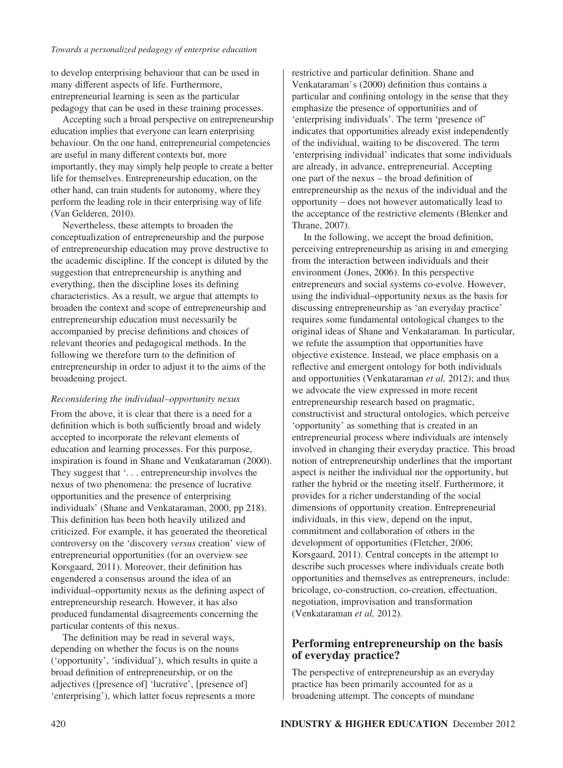to develop enterprising behaviour that can be used in many different aspects of life. Furthermore, entrepreneurial learning is seen as the particular pedagogy that can be used in these training processes.

Accepting such a broad perspective on entrepreneurship education implies that everyone can learn enterprising behaviour. On the one hand, entrepreneurial competencies are useful in many different contexts but, more importantly, they may simply help people to create a better life for themselves. Entrepreneurship education, on the other hand, can train students for autonomy, where they perform the leading role in their enterprising way of life (Van Gelderen, 2010).

Nevertheless, these attempts to broaden the conceptualization of entrepreneurship and the purpose of entrepreneurship education may prove destructive to the academic discipline. If the concept is diluted by the suggestion that entrepreneurship is anything and everything, then the discipline loses its defining characteristics. As a result, we argue that attempts to broaden the context and scope of entrepreneurship and entrepreneurship education must necessarily be accompanied by precise definitions and choices of relevant theories and pedagogical methods. In the following we therefore turn to the definition of entrepreneurship in order to adjust it to the aims of the broadening project.

*Reconsidering the individual–opportunity nexus*

From the above, it is clear that there is a need for a definition which is both sufficiently broad and widely accepted to incorporate the relevant elements of education and learning processes. For this purpose, inspiration is found in Shane and Venkataraman (2000). They suggest that '. . . entrepreneurship involves the nexus of two phenomena: the presence of lucrative opportunities and the presence of enterprising individuals' (Shane and Venkataraman, 2000, pp 218). This definition has been both heavily utilized and criticized. For example, it has generated the theoretical controversy on the 'discovery *versus* creation' view of entrepreneurial opportunities (for an overview see Korsgaard, 2011). Moreover, their definition has engendered a consensus around the idea of an individual–opportunity nexus as the defining aspect of entrepreneurship research. However, it has also produced fundamental disagreements concerning the particular contents of this nexus.

The definition may be read in several ways, depending on whether the focus is on the nouns ('opportunity', 'individual'), which results in quite a broad definition of entrepreneurship, or on the adjectives ([presence of] 'lucrative', [presence of] 'enterprising'), which latter focus represents a more restrictive and particular definition. Shane and Venkataraman′s (2000) definition thus contains a particular and confining ontology in the sense that they emphasize the presence of opportunities and of 'enterprising individuals'. The term 'presence of' indicates that opportunities already exist independently of the individual, waiting to be discovered. The term 'enterprising individual' indicates that some individuals are already, in advance, entrepreneurial. Accepting one part of the nexus – the broad definition of entrepreneurship as the nexus of the individual and the opportunity – does not however automatically lead to the acceptance of the restrictive elements (Blenker and Thrane, 2007).

In the following, we accept the broad definition, perceiving entrepreneurship as arising in and emerging from the interaction between individuals and their environment (Jones, 2006). In this perspective entrepreneurs and social systems co-evolve. However, using the individual–opportunity nexus as the basis for discussing entrepreneurship as 'an everyday practice' requires some fundamental ontological changes to the original ideas of Shane and Venkataraman. In particular, we refute the assumption that opportunities have objective existence. Instead, we place emphasis on a reflective and emergent ontology for both individuals and opportunities (Venkataraman *et al,* 2012); and thus we advocate the view expressed in more recent entrepreneurship research based on pragmatic, constructivist and structural ontologies, which perceive 'opportunity' as something that is created in an entrepreneurial process where individuals are intensely involved in changing their everyday practice. This broad notion of entrepreneurship underlines that the important aspect is neither the individual nor the opportunity, but rather the hybrid or the meeting itself. Furthermore, it provides for a richer understanding of the social dimensions of opportunity creation. Entrepreneurial individuals, in this view, depend on the input, commitment and collaboration of others in the development of opportunities (Fletcher, 2006; Korsgaard, 2011). Central concepts in the attempt to describe such processes where individuals create both opportunities and themselves as entrepreneurs, include: bricolage, co-construction, co-creation, effectuation, negotiation, improvisation and transformation (Venkataraman *et al,* 2012).

## Performing entrepreneurship on the basis of everyday practice?

The perspective of entrepreneurship as an everyday practice has been primarily accounted for as a broadening attempt. The concepts of mundane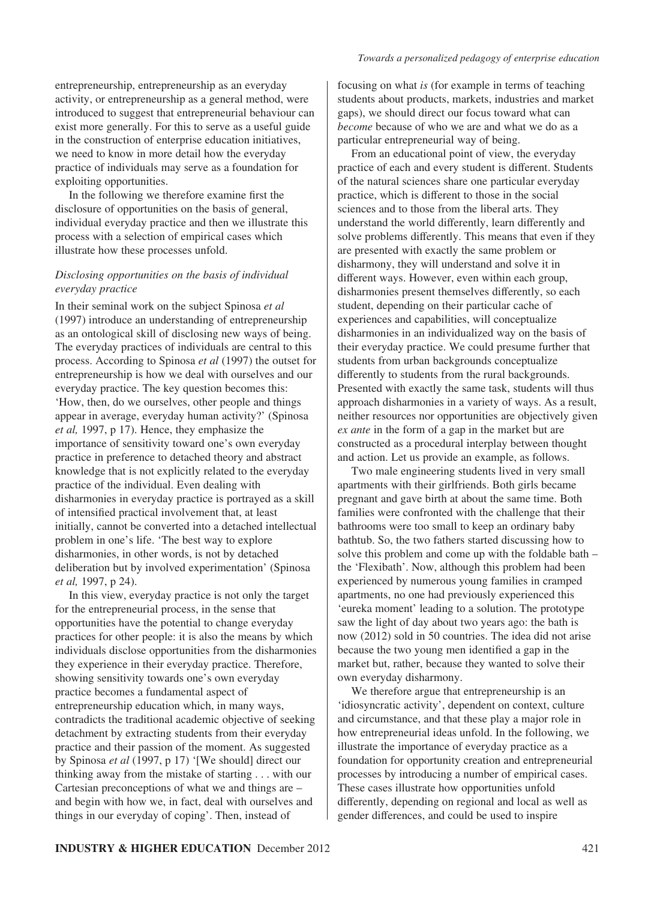entrepreneurship, entrepreneurship as an everyday activity, or entrepreneurship as a general method, were introduced to suggest that entrepreneurial behaviour can exist more generally. For this to serve as a useful guide in the construction of enterprise education initiatives, we need to know in more detail how the everyday practice of individuals may serve as a foundation for exploiting opportunities.

In the following we therefore examine first the disclosure of opportunities on the basis of general, individual everyday practice and then we illustrate this process with a selection of empirical cases which illustrate how these processes unfold.

### *Disclosing opportunities on the basis of individual everyday practice*

In their seminal work on the subject Spinosa *et al* (1997) introduce an understanding of entrepreneurship as an ontological skill of disclosing new ways of being. The everyday practices of individuals are central to this process. According to Spinosa *et al* (1997) the outset for entrepreneurship is how we deal with ourselves and our everyday practice. The key question becomes this: 'How, then, do we ourselves, other people and things appear in average, everyday human activity?' (Spinosa *et al,* 1997, p 17). Hence, they emphasize the importance of sensitivity toward one's own everyday practice in preference to detached theory and abstract knowledge that is not explicitly related to the everyday practice of the individual. Even dealing with disharmonies in everyday practice is portrayed as a skill of intensified practical involvement that, at least initially, cannot be converted into a detached intellectual problem in one's life. 'The best way to explore disharmonies, in other words, is not by detached deliberation but by involved experimentation' (Spinosa *et al,* 1997, p 24).

In this view, everyday practice is not only the target for the entrepreneurial process, in the sense that opportunities have the potential to change everyday practices for other people: it is also the means by which individuals disclose opportunities from the disharmonies they experience in their everyday practice. Therefore, showing sensitivity towards one's own everyday practice becomes a fundamental aspect of entrepreneurship education which, in many ways, contradicts the traditional academic objective of seeking detachment by extracting students from their everyday practice and their passion of the moment. As suggested by Spinosa *et al* (1997, p 17) '[We should] direct our thinking away from the mistake of starting . . . with our Cartesian preconceptions of what we and things are – and begin with how we, in fact, deal with ourselves and things in our everyday of coping'. Then, instead of focusing on what *is* (for example in terms of teaching students about products, markets, industries and market gaps), we should direct our focus toward what can *become* because of who we are and what we do as a particular entrepreneurial way of being.

From an educational point of view, the everyday practice of each and every student is different. Students of the natural sciences share one particular everyday practice, which is different to those in the social sciences and to those from the liberal arts. They understand the world differently, learn differently and solve problems differently. This means that even if they are presented with exactly the same problem or disharmony, they will understand and solve it in different ways. However, even within each group, disharmonies present themselves differently, so each student, depending on their particular cache of experiences and capabilities, will conceptualize disharmonies in an individualized way on the basis of their everyday practice. We could presume further that students from urban backgrounds conceptualize differently to students from the rural backgrounds. Presented with exactly the same task, students will thus approach disharmonies in a variety of ways. As a result, neither resources nor opportunities are objectively given *ex ante* in the form of a gap in the market but are constructed as a procedural interplay between thought and action. Let us provide an example, as follows.

Two male engineering students lived in very small apartments with their girlfriends. Both girls became pregnant and gave birth at about the same time. Both families were confronted with the challenge that their bathrooms were too small to keep an ordinary baby bathtub. So, the two fathers started discussing how to solve this problem and come up with the foldable bath – the 'Flexibath'. Now, although this problem had been experienced by numerous young families in cramped apartments, no one had previously experienced this 'eureka moment' leading to a solution. The prototype saw the light of day about two years ago: the bath is now (2012) sold in 50 countries. The idea did not arise because the two young men identified a gap in the market but, rather, because they wanted to solve their own everyday disharmony.

We therefore argue that entrepreneurship is an 'idiosyncratic activity', dependent on context, culture and circumstance, and that these play a major role in how entrepreneurial ideas unfold. In the following, we illustrate the importance of everyday practice as a foundation for opportunity creation and entrepreneurial processes by introducing a number of empirical cases. These cases illustrate how opportunities unfold differently, depending on regional and local as well as gender differences, and could be used to inspire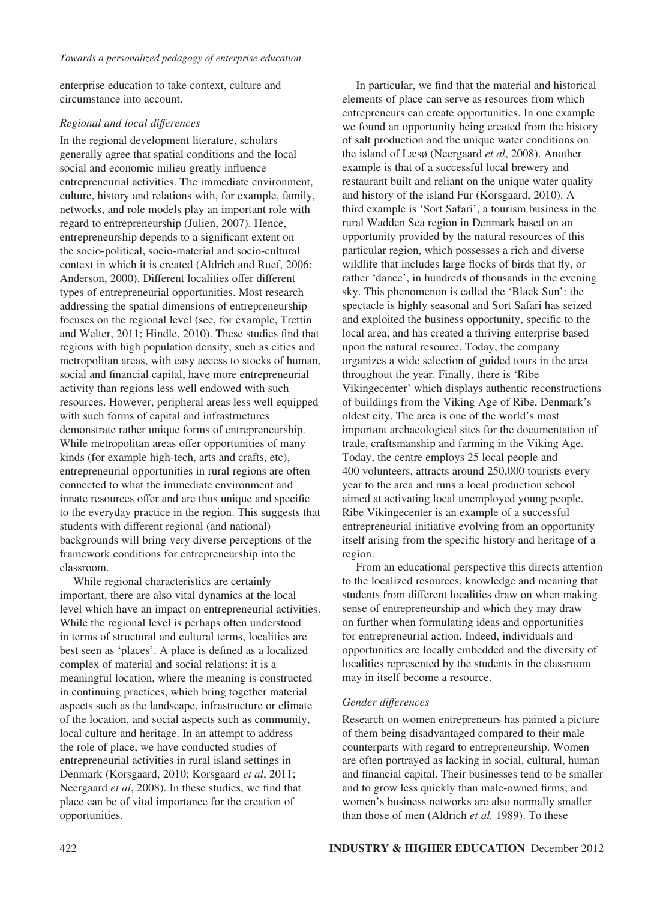enterprise education to take context, culture and circumstance into account.

### *Regional and local differences*

In the regional development literature, scholars generally agree that spatial conditions and the local social and economic milieu greatly influence entrepreneurial activities. The immediate environment, culture, history and relations with, for example, family, networks, and role models play an important role with regard to entrepreneurship (Julien, 2007). Hence, entrepreneurship depends to a significant extent on the socio-political, socio-material and socio-cultural context in which it is created (Aldrich and Ruef, 2006; Anderson, 2000). Different localities offer different types of entrepreneurial opportunities. Most research addressing the spatial dimensions of entrepreneurship focuses on the regional level (see, for example, Trettin and Welter, 2011; Hindle, 2010). These studies find that regions with high population density, such as cities and metropolitan areas, with easy access to stocks of human, social and financial capital, have more entrepreneurial activity than regions less well endowed with such resources. However, peripheral areas less well equipped with such forms of capital and infrastructures demonstrate rather unique forms of entrepreneurship. While metropolitan areas offer opportunities of many kinds (for example high-tech, arts and crafts, etc), entrepreneurial opportunities in rural regions are often connected to what the immediate environment and innate resources offer and are thus unique and specific to the everyday practice in the region. This suggests that students with different regional (and national) backgrounds will bring very diverse perceptions of the framework conditions for entrepreneurship into the classroom.

While regional characteristics are certainly important, there are also vital dynamics at the local level which have an impact on entrepreneurial activities. While the regional level is perhaps often understood in terms of structural and cultural terms, localities are best seen as 'places'. A place is defined as a localized complex of material and social relations: it is a meaningful location, where the meaning is constructed in continuing practices, which bring together material aspects such as the landscape, infrastructure or climate of the location, and social aspects such as community, local culture and heritage. In an attempt to address the role of place, we have conducted studies of entrepreneurial activities in rural island settings in Denmark (Korsgaard, 2010; Korsgaard *et al*, 2011; Neergaard *et al*, 2008). In these studies, we find that place can be of vital importance for the creation of opportunities.

In particular, we find that the material and historical elements of place can serve as resources from which entrepreneurs can create opportunities. In one example we found an opportunity being created from the history of salt production and the unique water conditions on the island of Læsø (Neergaard *et al*, 2008). Another example is that of a successful local brewery and restaurant built and reliant on the unique water quality and history of the island Fur (Korsgaard, 2010). A third example is 'Sort Safari', a tourism business in the rural Wadden Sea region in Denmark based on an opportunity provided by the natural resources of this particular region, which possesses a rich and diverse wildlife that includes large flocks of birds that fly, or rather 'dance', in hundreds of thousands in the evening sky. This phenomenon is called the 'Black Sun': the spectacle is highly seasonal and Sort Safari has seized and exploited the business opportunity, specific to the local area, and has created a thriving enterprise based upon the natural resource. Today, the company organizes a wide selection of guided tours in the area throughout the year. Finally, there is 'Ribe Vikingecenter' which displays authentic reconstructions of buildings from the Viking Age of Ribe, Denmark's oldest city. The area is one of the world's most important archaeological sites for the documentation of trade, craftsmanship and farming in the Viking Age. Today, the centre employs 25 local people and 400 volunteers, attracts around 250,000 tourists every year to the area and runs a local production school aimed at activating local unemployed young people. Ribe Vikingecenter is an example of a successful entrepreneurial initiative evolving from an opportunity itself arising from the specific history and heritage of a region.

From an educational perspective this directs attention to the localized resources, knowledge and meaning that students from different localities draw on when making sense of entrepreneurship and which they may draw on further when formulating ideas and opportunities for entrepreneurial action. Indeed, individuals and opportunities are locally embedded and the diversity of localities represented by the students in the classroom may in itself become a resource.

### *Gender differences*

Research on women entrepreneurs has painted a picture of them being disadvantaged compared to their male counterparts with regard to entrepreneurship. Women are often portrayed as lacking in social, cultural, human and financial capital. Their businesses tend to be smaller and to grow less quickly than male-owned firms; and women's business networks are also normally smaller than those of men (Aldrich *et al,* 1989). To these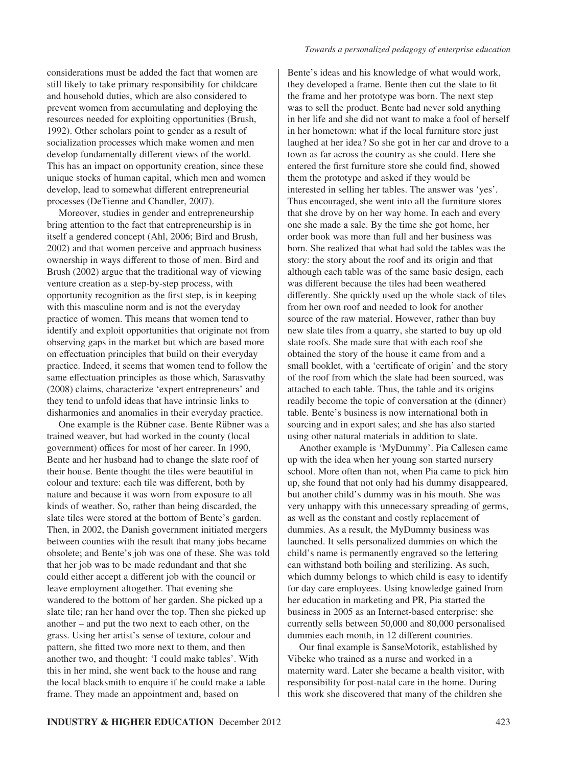considerations must be added the fact that women are still likely to take primary responsibility for childcare and household duties, which are also considered to prevent women from accumulating and deploying the resources needed for exploiting opportunities (Brush, 1992). Other scholars point to gender as a result of socialization processes which make women and men develop fundamentally different views of the world. This has an impact on opportunity creation, since these unique stocks of human capital, which men and women develop, lead to somewhat different entrepreneurial processes (DeTienne and Chandler, 2007).

Moreover, studies in gender and entrepreneurship bring attention to the fact that entrepreneurship is in itself a gendered concept (Ahl, 2006; Bird and Brush, 2002) and that women perceive and approach business ownership in ways different to those of men. Bird and Brush (2002) argue that the traditional way of viewing venture creation as a step-by-step process, with opportunity recognition as the first step, is in keeping with this masculine norm and is not the everyday practice of women. This means that women tend to identify and exploit opportunities that originate not from observing gaps in the market but which are based more on effectuation principles that build on their everyday practice. Indeed, it seems that women tend to follow the same effectuation principles as those which, Sarasvathy (2008) claims, characterize 'expert entrepreneurs' and they tend to unfold ideas that have intrinsic links to disharmonies and anomalies in their everyday practice.

One example is the Rübner case. Bente Rübner was a trained weaver, but had worked in the county (local government) offices for most of her career. In 1990, Bente and her husband had to change the slate roof of their house. Bente thought the tiles were beautiful in colour and texture: each tile was different, both by nature and because it was worn from exposure to all kinds of weather. So, rather than being discarded, the slate tiles were stored at the bottom of Bente's garden. Then, in 2002, the Danish government initiated mergers between counties with the result that many jobs became obsolete; and Bente's job was one of these. She was told that her job was to be made redundant and that she could either accept a different job with the council or leave employment altogether. That evening she wandered to the bottom of her garden. She picked up a slate tile; ran her hand over the top. Then she picked up another – and put the two next to each other, on the grass. Using her artist's sense of texture, colour and pattern, she fitted two more next to them, and then another two, and thought: 'I could make tables'. With this in her mind, she went back to the house and rang the local blacksmith to enquire if he could make a table frame. They made an appointment and, based on Bente's ideas and his knowledge of what would work, they developed a frame. Bente then cut the slate to fit the frame and her prototype was born. The next step was to sell the product. Bente had never sold anything in her life and she did not want to make a fool of herself in her hometown: what if the local furniture store just laughed at her idea? So she got in her car and drove to a town as far across the country as she could. Here she entered the first furniture store she could find, showed them the prototype and asked if they would be interested in selling her tables. The answer was 'yes'. Thus encouraged, she went into all the furniture stores that she drove by on her way home. In each and every one she made a sale. By the time she got home, her order book was more than full and her business was born. She realized that what had sold the tables was the story: the story about the roof and its origin and that although each table was of the same basic design, each was different because the tiles had been weathered differently. She quickly used up the whole stack of tiles from her own roof and needed to look for another source of the raw material. However, rather than buy new slate tiles from a quarry, she started to buy up old slate roofs. She made sure that with each roof she obtained the story of the house it came from and a small booklet, with a 'certificate of origin' and the story of the roof from which the slate had been sourced, was attached to each table. Thus, the table and its origins readily become the topic of conversation at the (dinner) table. Bente's business is now international both in sourcing and in export sales; and she has also started using other natural materials in addition to slate.

Another example is 'MyDummy'. Pia Callesen came up with the idea when her young son started nursery school. More often than not, when Pia came to pick him up, she found that not only had his dummy disappeared, but another child's dummy was in his mouth. She was very unhappy with this unnecessary spreading of germs, as well as the constant and costly replacement of dummies. As a result, the MyDummy business was launched. It sells personalized dummies on which the child's name is permanently engraved so the lettering can withstand both boiling and sterilizing. As such, which dummy belongs to which child is easy to identify for day care employees. Using knowledge gained from her education in marketing and PR, Pia started the business in 2005 as an Internet-based enterprise: she currently sells between 50,000 and 80,000 personalised dummies each month, in 12 different countries.

Our final example is SanseMotorik, established by Vibeke who trained as a nurse and worked in a maternity ward. Later she became a health visitor, with responsibility for post-natal care in the home. During this work she discovered that many of the children she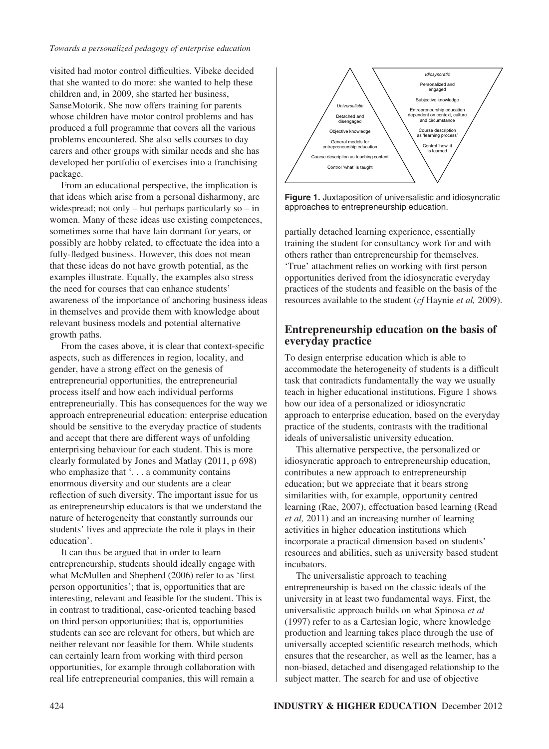visited had motor control difficulties. Vibeke decided that she wanted to do more: she wanted to help these children and, in 2009, she started her business, SanseMotorik. She now offers training for parents whose children have motor control problems and has produced a full programme that covers all the various problems encountered. She also sells courses to day carers and other groups with similar needs and she has developed her portfolio of exercises into a franchising package.

From an educational perspective, the implication is that ideas which arise from a personal disharmony, are widespread; not only – but perhaps particularly so – in women. Many of these ideas use existing competences, sometimes some that have lain dormant for years, or possibly are hobby related, to effectuate the idea into a fully-fledged business. However, this does not mean that these ideas do not have growth potential, as the examples illustrate. Equally, the examples also stress the need for courses that can enhance students' awareness of the importance of anchoring business ideas in themselves and provide them with knowledge about relevant business models and potential alternative growth paths.

From the cases above, it is clear that context-specific aspects, such as differences in region, locality, and gender, have a strong effect on the genesis of entrepreneurial opportunities, the entrepreneurial process itself and how each individual performs entrepreneurially. This has consequences for the way we approach entrepreneurial education: enterprise education should be sensitive to the everyday practice of students and accept that there are different ways of unfolding enterprising behaviour for each student. This is more clearly formulated by Jones and Matlay (2011, p 698) who emphasize that '. . . a community contains enormous diversity and our students are a clear reflection of such diversity. The important issue for us as entrepreneurship educators is that we understand the nature of heterogeneity that constantly surrounds our students' lives and appreciate the role it plays in their education'.

It can thus be argued that in order to learn entrepreneurship, students should ideally engage with what McMullen and Shepherd (2006) refer to as 'first person opportunities'; that is, opportunities that are interesting, relevant and feasible for the student. This is in contrast to traditional, case-oriented teaching based on third person opportunities; that is, opportunities students can see are relevant for others, but which are neither relevant nor feasible for them. While students can certainly learn from working with third person opportunities, for example through collaboration with real life entrepreneurial companies, this will remain a partially detached learning experience, essentially training the student for consultancy work for and with others rather than entrepreneurship for themselves. 'True' attachment relies on working with first person opportunities derived from the idiosyncratic everyday practices of the students and feasible on the basis of the resources available to the student (*cf* Haynie *et al,* 2009).

*Universalistic*
Detached and disengaged
Objective knowledge
General models for entrepreneurship education
Course description as teaching content
Control 'what' is taught

*Idiosyncratic*
Personalized and engaged
Subjective knowledge
Entrepreneurship education dependent on context, culture and circumstance
Course description as 'learning process'
Control 'how' it is learned

**Figure 1.** Juxtaposition of universalistic and idiosyncratic approaches to entrepreneurship education.

## Entrepreneurship education on the basis of everyday practice

To design enterprise education which is able to accommodate the heterogeneity of students is a difficult task that contradicts fundamentally the way we usually teach in higher educational institutions. Figure 1 shows how our idea of a personalized or idiosyncratic approach to enterprise education, based on the everyday practice of the students, contrasts with the traditional ideals of universalistic university education.

This alternative perspective, the personalized or idiosyncratic approach to entrepreneurship education, contributes a new approach to entrepreneurship education; but we appreciate that it bears strong similarities with, for example, opportunity centred learning (Rae, 2007), effectuation based learning (Read *et al,* 2011) and an increasing number of learning activities in higher education institutions which incorporate a practical dimension based on students' resources and abilities, such as university based student incubators.

The universalistic approach to teaching entrepreneurship is based on the classic ideals of the university in at least two fundamental ways. First, the universalistic approach builds on what Spinosa *et al* (1997) refer to as a Cartesian logic, where knowledge production and learning takes place through the use of universally accepted scientific research methods, which ensures that the researcher, as well as the learner, has a non-biased, detached and disengaged relationship to the subject matter. The search for and use of objective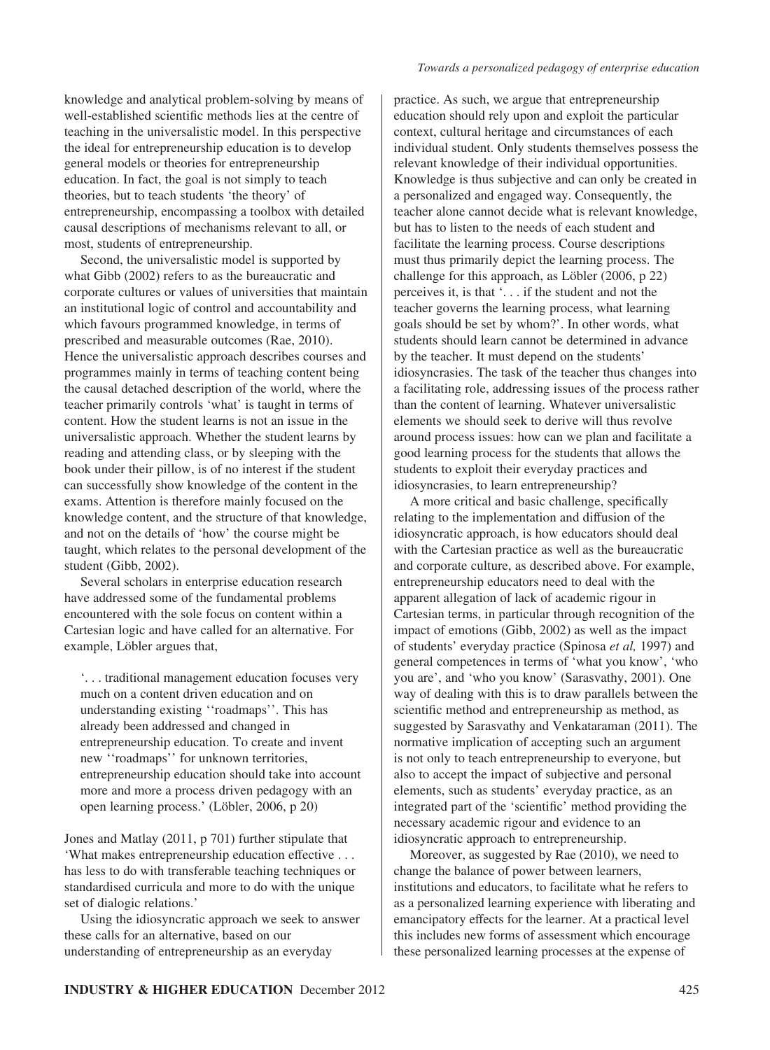knowledge and analytical problem-solving by means of well-established scientific methods lies at the centre of teaching in the universalistic model. In this perspective the ideal for entrepreneurship education is to develop general models or theories for entrepreneurship education. In fact, the goal is not simply to teach theories, but to teach students 'the theory' of entrepreneurship, encompassing a toolbox with detailed causal descriptions of mechanisms relevant to all, or most, students of entrepreneurship.

Second, the universalistic model is supported by what Gibb (2002) refers to as the bureaucratic and corporate cultures or values of universities that maintain an institutional logic of control and accountability and which favours programmed knowledge, in terms of prescribed and measurable outcomes (Rae, 2010). Hence the universalistic approach describes courses and programmes mainly in terms of teaching content being the causal detached description of the world, where the teacher primarily controls 'what' is taught in terms of content. How the student learns is not an issue in the universalistic approach. Whether the student learns by reading and attending class, or by sleeping with the book under their pillow, is of no interest if the student can successfully show knowledge of the content in the exams. Attention is therefore mainly focused on the knowledge content, and the structure of that knowledge, and not on the details of 'how' the course might be taught, which relates to the personal development of the student (Gibb, 2002).

Several scholars in enterprise education research have addressed some of the fundamental problems encountered with the sole focus on content within a Cartesian logic and have called for an alternative. For example, Löbler argues that,

> '. . . traditional management education focuses very much on a content driven education and on understanding existing ''roadmaps''. This has already been addressed and changed in entrepreneurship education. To create and invent new ''roadmaps'' for unknown territories, entrepreneurship education should take into account more and more a process driven pedagogy with an open learning process.' (Löbler, 2006, p 20)

Jones and Matlay (2011, p 701) further stipulate that 'What makes entrepreneurship education effective . . . has less to do with transferable teaching techniques or standardised curricula and more to do with the unique set of dialogic relations.'

Using the idiosyncratic approach we seek to answer these calls for an alternative, based on our understanding of entrepreneurship as an everyday practice. As such, we argue that entrepreneurship education should rely upon and exploit the particular context, cultural heritage and circumstances of each individual student. Only students themselves possess the relevant knowledge of their individual opportunities. Knowledge is thus subjective and can only be created in a personalized and engaged way. Consequently, the teacher alone cannot decide what is relevant knowledge, but has to listen to the needs of each student and facilitate the learning process. Course descriptions must thus primarily depict the learning process. The challenge for this approach, as Löbler (2006, p 22) perceives it, is that '. . . if the student and not the teacher governs the learning process, what learning goals should be set by whom?'. In other words, what students should learn cannot be determined in advance by the teacher. It must depend on the students' idiosyncrasies. The task of the teacher thus changes into a facilitating role, addressing issues of the process rather than the content of learning. Whatever universalistic elements we should seek to derive will thus revolve around process issues: how can we plan and facilitate a good learning process for the students that allows the students to exploit their everyday practices and idiosyncrasies, to learn entrepreneurship?

A more critical and basic challenge, specifically relating to the implementation and diffusion of the idiosyncratic approach, is how educators should deal with the Cartesian practice as well as the bureaucratic and corporate culture, as described above. For example, entrepreneurship educators need to deal with the apparent allegation of lack of academic rigour in Cartesian terms, in particular through recognition of the impact of emotions (Gibb, 2002) as well as the impact of students' everyday practice (Spinosa *et al,* 1997) and general competences in terms of 'what you know', 'who you are', and 'who you know' (Sarasvathy, 2001). One way of dealing with this is to draw parallels between the scientific method and entrepreneurship as method, as suggested by Sarasvathy and Venkataraman (2011). The normative implication of accepting such an argument is not only to teach entrepreneurship to everyone, but also to accept the impact of subjective and personal elements, such as students' everyday practice, as an integrated part of the 'scientific' method providing the necessary academic rigour and evidence to an idiosyncratic approach to entrepreneurship.

Moreover, as suggested by Rae (2010), we need to change the balance of power between learners, institutions and educators, to facilitate what he refers to as a personalized learning experience with liberating and emancipatory effects for the learner. At a practical level this includes new forms of assessment which encourage these personalized learning processes at the expense of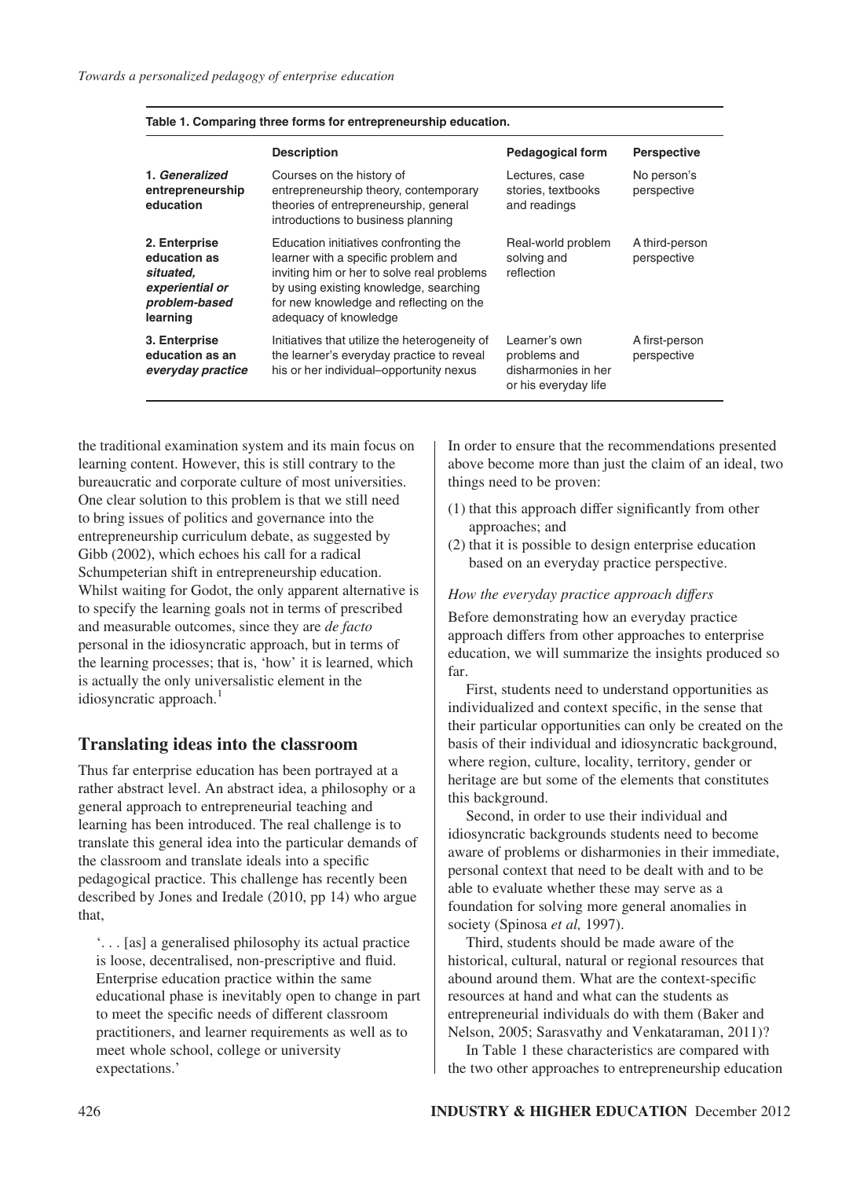**Table 1. Comparing three forms for entrepreneurship education.**

| | Description | Pedagogical form | Perspective |
|---|---|---|---|
| **1.** ***Generalized*** **entrepreneurship education** | Courses on the history of entrepreneurship theory, contemporary theories of entrepreneurship, general introductions to business planning | Lectures, case stories, textbooks and readings | No person's perspective |
| **2. Enterprise education as** ***situated, experiential or problem-based*** **learning** | Education initiatives confronting the learner with a specific problem and inviting him or her to solve real problems by using existing knowledge, searching for new knowledge and reflecting on the adequacy of knowledge | Real-world problem solving and reflection | A third-person perspective |
| **3. Enterprise education as an** ***everyday practice*** | Initiatives that utilize the heterogeneity of the learner's everyday practice to reveal his or her individual–opportunity nexus | Learner's own problems and disharmonies in her or his everyday life | A first-person perspective |

the traditional examination system and its main focus on learning content. However, this is still contrary to the bureaucratic and corporate culture of most universities. One clear solution to this problem is that we still need to bring issues of politics and governance into the entrepreneurship curriculum debate, as suggested by Gibb (2002), which echoes his call for a radical Schumpeterian shift in entrepreneurship education. Whilst waiting for Godot, the only apparent alternative is to specify the learning goals not in terms of prescribed and measurable outcomes, since they are *de facto* personal in the idiosyncratic approach, but in terms of the learning processes; that is, 'how' it is learned, which is actually the only universalistic element in the idiosyncratic approach.[1]

## Translating ideas into the classroom

Thus far enterprise education has been portrayed at a rather abstract level. An abstract idea, a philosophy or a general approach to entrepreneurial teaching and learning has been introduced. The real challenge is to translate this general idea into the particular demands of the classroom and translate ideals into a specific pedagogical practice. This challenge has recently been described by Jones and Iredale (2010, pp 14) who argue that,

> '. . . [as] a generalised philosophy its actual practice is loose, decentralised, non-prescriptive and fluid. Enterprise education practice within the same educational phase is inevitably open to change in part to meet the specific needs of different classroom practitioners, and learner requirements as well as to meet whole school, college or university expectations.'

In order to ensure that the recommendations presented above become more than just the claim of an ideal, two things need to be proven:

(1) that this approach differ significantly from other approaches; and
(2) that it is possible to design enterprise education based on an everyday practice perspective.

### *How the everyday practice approach differs*

Before demonstrating how an everyday practice approach differs from other approaches to enterprise education, we will summarize the insights produced so far.

First, students need to understand opportunities as individualized and context specific, in the sense that their particular opportunities can only be created on the basis of their individual and idiosyncratic background, where region, culture, locality, territory, gender or heritage are but some of the elements that constitutes this background.

Second, in order to use their individual and idiosyncratic backgrounds students need to become aware of problems or disharmonies in their immediate, personal context that need to be dealt with and to be able to evaluate whether these may serve as a foundation for solving more general anomalies in society (Spinosa *et al,* 1997).

Third, students should be made aware of the historical, cultural, natural or regional resources that abound around them. What are the context-specific resources at hand and what can the students as entrepreneurial individuals do with them (Baker and Nelson, 2005; Sarasvathy and Venkataraman, 2011)?

In Table 1 these characteristics are compared with the two other approaches to entrepreneurship education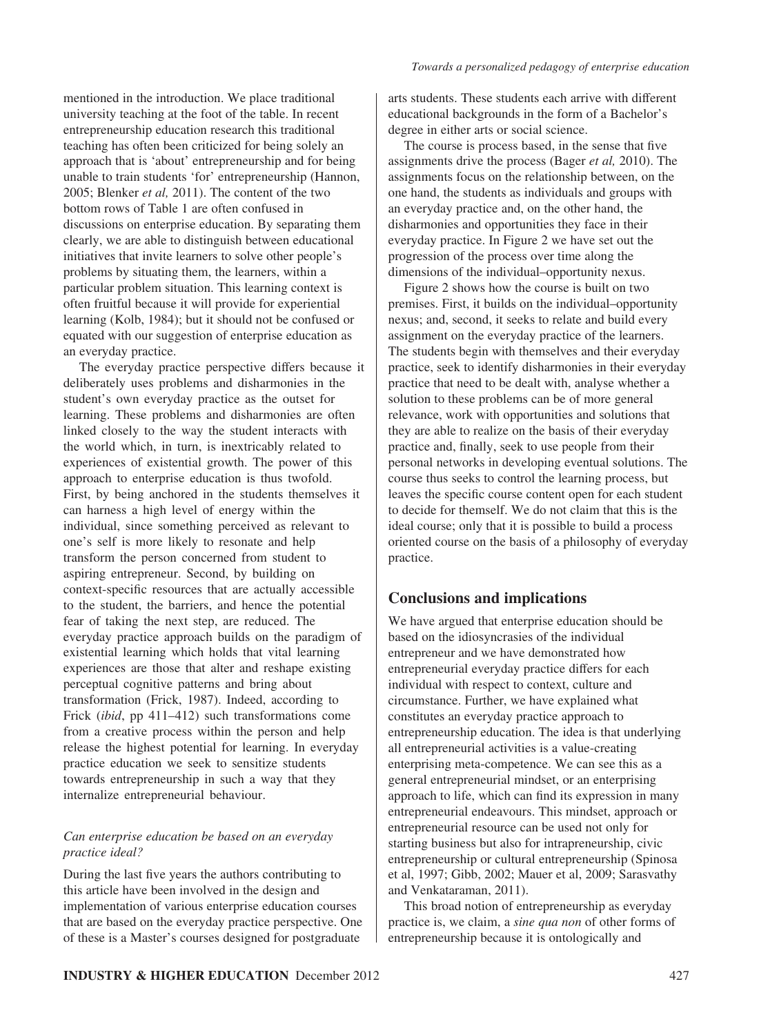mentioned in the introduction. We place traditional university teaching at the foot of the table. In recent entrepreneurship education research this traditional teaching has often been criticized for being solely an approach that is 'about' entrepreneurship and for being unable to train students 'for' entrepreneurship (Hannon, 2005; Blenker *et al,* 2011). The content of the two bottom rows of Table 1 are often confused in discussions on enterprise education. By separating them clearly, we are able to distinguish between educational initiatives that invite learners to solve other people's problems by situating them, the learners, within a particular problem situation. This learning context is often fruitful because it will provide for experiential learning (Kolb, 1984); but it should not be confused or equated with our suggestion of enterprise education as an everyday practice.

The everyday practice perspective differs because it deliberately uses problems and disharmonies in the student's own everyday practice as the outset for learning. These problems and disharmonies are often linked closely to the way the student interacts with the world which, in turn, is inextricably related to experiences of existential growth. The power of this approach to enterprise education is thus twofold. First, by being anchored in the students themselves it can harness a high level of energy within the individual, since something perceived as relevant to one's self is more likely to resonate and help transform the person concerned from student to aspiring entrepreneur. Second, by building on context-specific resources that are actually accessible to the student, the barriers, and hence the potential fear of taking the next step, are reduced. The everyday practice approach builds on the paradigm of existential learning which holds that vital learning experiences are those that alter and reshape existing perceptual cognitive patterns and bring about transformation (Frick, 1987). Indeed, according to Frick (*ibid*, pp 411–412) such transformations come from a creative process within the person and help release the highest potential for learning. In everyday practice education we seek to sensitize students towards entrepreneurship in such a way that they internalize entrepreneurial behaviour.

### *Can enterprise education be based on an everyday practice ideal?*

During the last five years the authors contributing to this article have been involved in the design and implementation of various enterprise education courses that are based on the everyday practice perspective. One of these is a Master's courses designed for postgraduate arts students. These students each arrive with different educational backgrounds in the form of a Bachelor's degree in either arts or social science.

The course is process based, in the sense that five assignments drive the process (Bager *et al,* 2010). The assignments focus on the relationship between, on the one hand, the students as individuals and groups with an everyday practice and, on the other hand, the disharmonies and opportunities they face in their everyday practice. In Figure 2 we have set out the progression of the process over time along the dimensions of the individual–opportunity nexus.

Figure 2 shows how the course is built on two premises. First, it builds on the individual–opportunity nexus; and, second, it seeks to relate and build every assignment on the everyday practice of the learners. The students begin with themselves and their everyday practice, seek to identify disharmonies in their everyday practice that need to be dealt with, analyse whether a solution to these problems can be of more general relevance, work with opportunities and solutions that they are able to realize on the basis of their everyday practice and, finally, seek to use people from their personal networks in developing eventual solutions. The course thus seeks to control the learning process, but leaves the specific course content open for each student to decide for themself. We do not claim that this is the ideal course; only that it is possible to build a process oriented course on the basis of a philosophy of everyday practice.

## Conclusions and implications

We have argued that enterprise education should be based on the idiosyncrasies of the individual entrepreneur and we have demonstrated how entrepreneurial everyday practice differs for each individual with respect to context, culture and circumstance. Further, we have explained what constitutes an everyday practice approach to entrepreneurship education. The idea is that underlying all entrepreneurial activities is a value-creating enterprising meta-competence. We can see this as a general entrepreneurial mindset, or an enterprising approach to life, which can find its expression in many entrepreneurial endeavours. This mindset, approach or entrepreneurial resource can be used not only for starting business but also for intrapreneurship, civic entrepreneurship or cultural entrepreneurship (Spinosa et al, 1997; Gibb, 2002; Mauer et al, 2009; Sarasvathy and Venkataraman, 2011).

This broad notion of entrepreneurship as everyday practice is, we claim, a *sine qua non* of other forms of entrepreneurship because it is ontologically and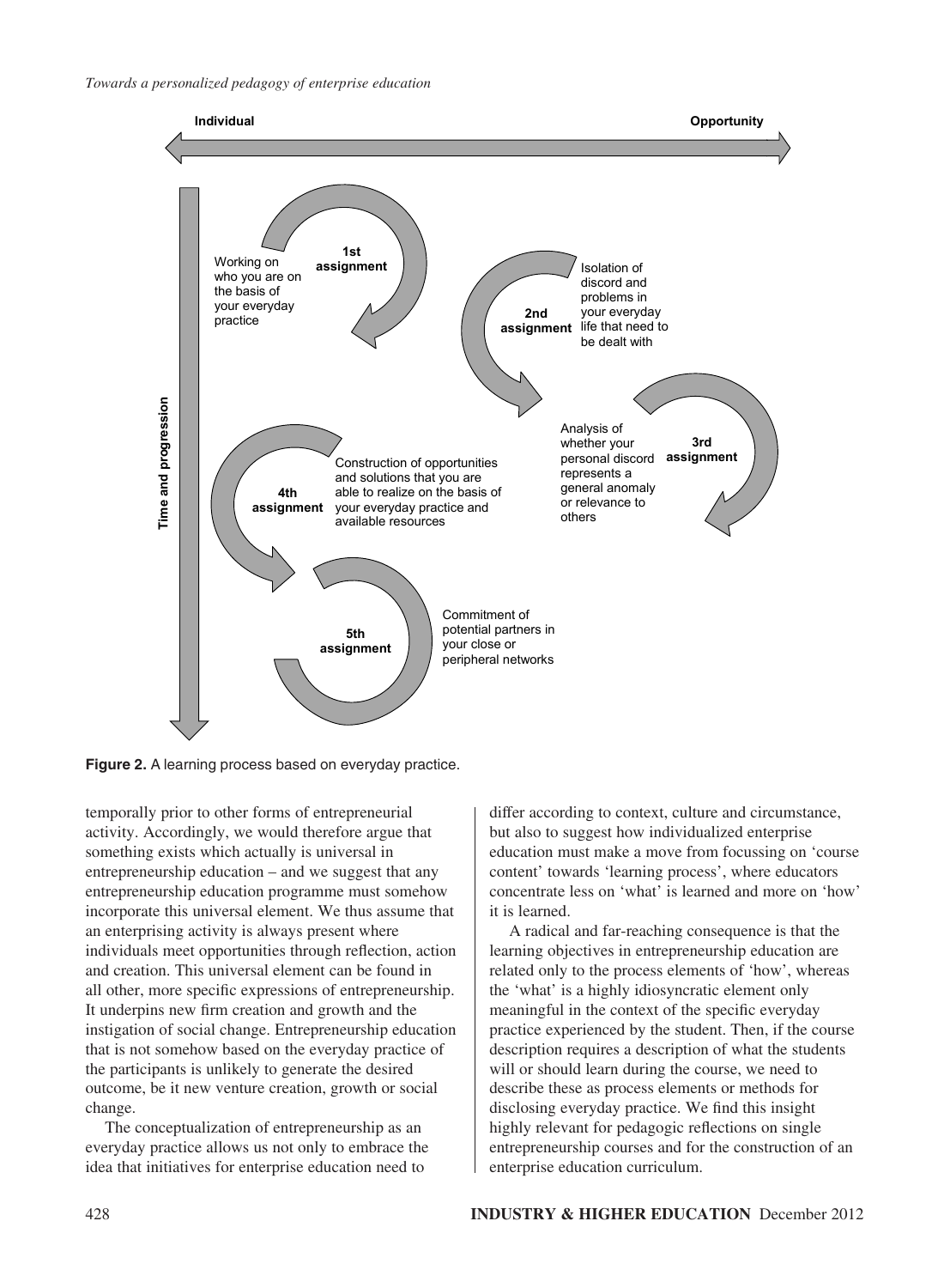**Figure 2.** A learning process based on everyday practice.

temporally prior to other forms of entrepreneurial activity. Accordingly, we would therefore argue that something exists which actually is universal in entrepreneurship education – and we suggest that any entrepreneurship education programme must somehow incorporate this universal element. We thus assume that an enterprising activity is always present where individuals meet opportunities through reflection, action and creation. This universal element can be found in all other, more specific expressions of entrepreneurship. It underpins new firm creation and growth and the instigation of social change. Entrepreneurship education that is not somehow based on the everyday practice of the participants is unlikely to generate the desired outcome, be it new venture creation, growth or social change.

The conceptualization of entrepreneurship as an everyday practice allows us not only to embrace the idea that initiatives for enterprise education need to differ according to context, culture and circumstance, but also to suggest how individualized enterprise education must make a move from focussing on 'course content' towards 'learning process', where educators concentrate less on 'what' is learned and more on 'how' it is learned.

A radical and far-reaching consequence is that the learning objectives in entrepreneurship education are related only to the process elements of 'how', whereas the 'what' is a highly idiosyncratic element only meaningful in the context of the specific everyday practice experienced by the student. Then, if the course description requires a description of what the students will or should learn during the course, we need to describe these as process elements or methods for disclosing everyday practice. We find this insight highly relevant for pedagogic reflections on single entrepreneurship courses and for the construction of an enterprise education curriculum.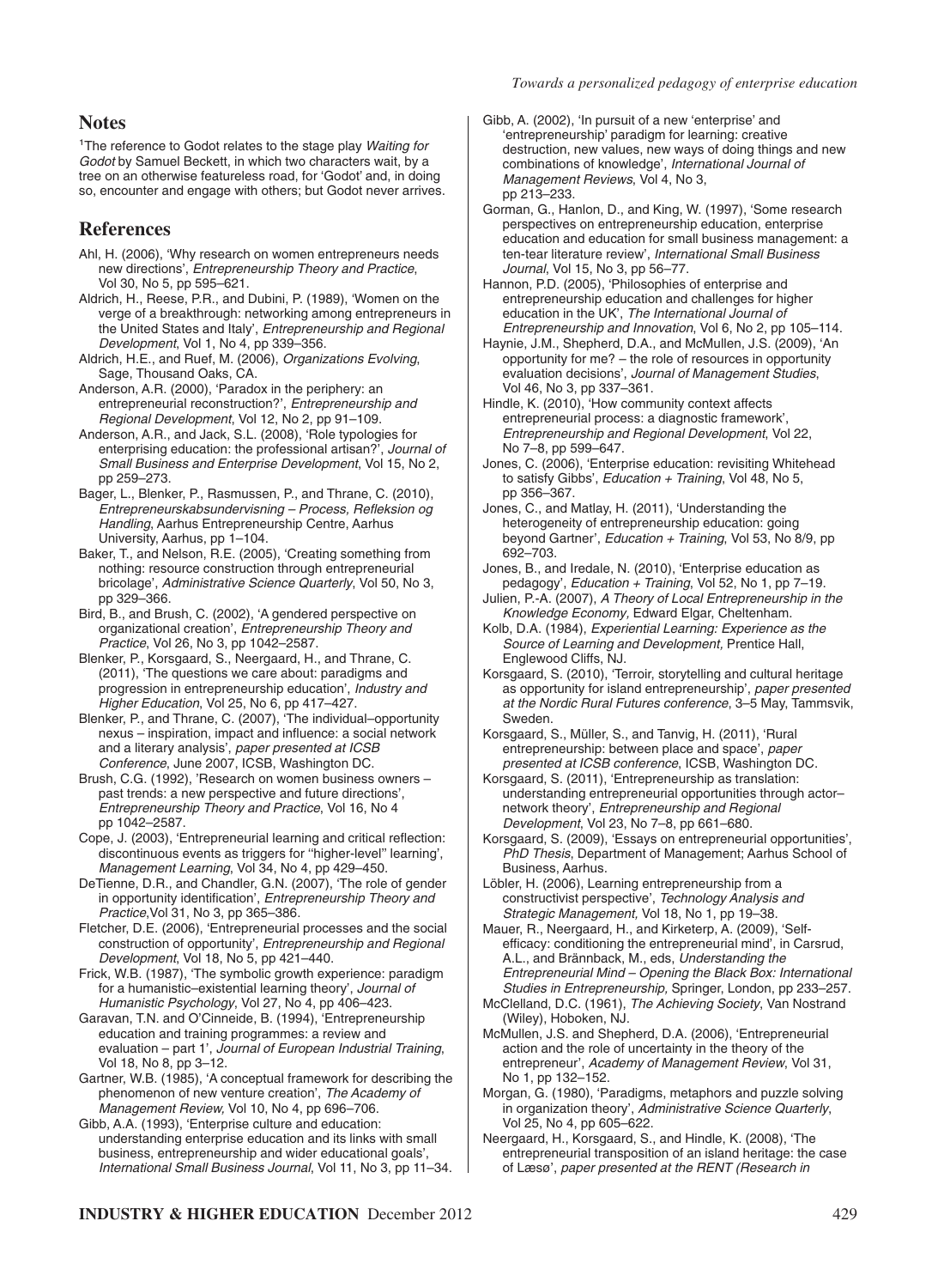## Notes

[1]The reference to Godot relates to the stage play *Waiting for Godot* by Samuel Beckett, in which two characters wait, by a tree on an otherwise featureless road, for 'Godot' and, in doing so, encounter and engage with others; but Godot never arrives.

## References

Ahl, H. (2006), 'Why research on women entrepreneurs needs new directions', *Entrepreneurship Theory and Practice*, Vol 30, No 5, pp 595–621.

Aldrich, H., Reese, P.R., and Dubini, P. (1989), 'Women on the verge of a breakthrough: networking among entrepreneurs in the United States and Italy', *Entrepreneurship and Regional Development*, Vol 1, No 4, pp 339–356.

Aldrich, H.E., and Ruef, M. (2006), *Organizations Evolving*, Sage, Thousand Oaks, CA.

Anderson, A.R. (2000), 'Paradox in the periphery: an entrepreneurial reconstruction?', *Entrepreneurship and Regional Development*, Vol 12, No 2, pp 91–109.

Anderson, A.R., and Jack, S.L. (2008), 'Role typologies for enterprising education: the professional artisan?', *Journal of Small Business and Enterprise Development*, Vol 15, No 2, pp 259–273.

Bager, L., Blenker, P., Rasmussen, P., and Thrane, C. (2010), *Entrepreneurskabsundervisning – Process, Refleksion og Handling*, Aarhus Entrepreneurship Centre, Aarhus University, Aarhus, pp 1–104.

Baker, T., and Nelson, R.E. (2005), 'Creating something from nothing: resource construction through entrepreneurial bricolage', *Administrative Science Quarterly*, Vol 50, No 3, pp 329–366.

Bird, B., and Brush, C. (2002), 'A gendered perspective on organizational creation', *Entrepreneurship Theory and Practice*, Vol 26, No 3, pp 1042–2587.

Blenker, P., Korsgaard, S., Neergaard, H., and Thrane, C. (2011), 'The questions we care about: paradigms and progression in entrepreneurship education', *Industry and Higher Education*, Vol 25, No 6, pp 417–427.

Blenker, P., and Thrane, C. (2007), 'The individual–opportunity nexus – inspiration, impact and influence: a social network and a literary analysis', *paper presented at ICSB Conference*, June 2007, ICSB, Washington DC.

Brush, C.G. (1992), 'Research on women business owners – past trends: a new perspective and future directions', *Entrepreneurship Theory and Practice*, Vol 16, No 4 pp 1042–2587.

Cope, J. (2003), 'Entrepreneurial learning and critical reflection: discontinuous events as triggers for "higher-level" learning', *Management Learning*, Vol 34, No 4, pp 429–450.

DeTienne, D.R., and Chandler, G.N. (2007), 'The role of gender in opportunity identification', *Entrepreneurship Theory and Practice*,Vol 31, No 3, pp 365–386.

Fletcher, D.E. (2006), 'Entrepreneurial processes and the social construction of opportunity', *Entrepreneurship and Regional Development*, Vol 18, No 5, pp 421–440.

Frick, W.B. (1987), 'The symbolic growth experience: paradigm for a humanistic–existential learning theory', *Journal of Humanistic Psychology*, Vol 27, No 4, pp 406–423.

Garavan, T.N. and O'Cinneide, B. (1994), 'Entrepreneurship education and training programmes: a review and evaluation – part 1', *Journal of European Industrial Training*, Vol 18, No 8, pp 3–12.

Gartner, W.B. (1985), 'A conceptual framework for describing the phenomenon of new venture creation', *The Academy of Management Review,* Vol 10, No 4, pp 696–706.

Gibb, A.A. (1993), 'Enterprise culture and education: understanding enterprise education and its links with small business, entrepreneurship and wider educational goals', *International Small Business Journal*, Vol 11, No 3, pp 11–34.

Gibb, A. (2002), 'In pursuit of a new 'enterprise' and 'entrepreneurship' paradigm for learning: creative destruction, new values, new ways of doing things and new combinations of knowledge', *International Journal of Management Reviews*, Vol 4, No 3, pp 213–233.

Gorman, G., Hanlon, D., and King, W. (1997), 'Some research perspectives on entrepreneurship education, enterprise education and education for small business management: a ten-tear literature review', *International Small Business Journal*, Vol 15, No 3, pp 56–77.

Hannon, P.D. (2005), 'Philosophies of enterprise and entrepreneurship education and challenges for higher education in the UK', *The International Journal of Entrepreneurship and Innovation*, Vol 6, No 2, pp 105–114.

Haynie, J.M., Shepherd, D.A., and McMullen, J.S. (2009), 'An opportunity for me? – the role of resources in opportunity evaluation decisions', *Journal of Management Studies*, Vol 46, No 3, pp 337–361.

Hindle, K. (2010), 'How community context affects entrepreneurial process: a diagnostic framework', *Entrepreneurship and Regional Development*, Vol 22, No 7–8, pp 599–647.

Jones, C. (2006), 'Enterprise education: revisiting Whitehead to satisfy Gibbs', *Education + Training*, Vol 48, No 5, pp 356–367.

Jones, C., and Matlay, H. (2011), 'Understanding the heterogeneity of entrepreneurship education: going beyond Gartner', *Education + Training*, Vol 53, No 8/9, pp 692–703.

Jones, B., and Iredale, N. (2010), 'Enterprise education as pedagogy', *Education + Training*, Vol 52, No 1, pp 7–19.

Julien, P.-A. (2007), *A Theory of Local Entrepreneurship in the Knowledge Economy,* Edward Elgar, Cheltenham.

Kolb, D.A. (1984), *Experiential Learning: Experience as the Source of Learning and Development,* Prentice Hall, Englewood Cliffs, NJ.

Korsgaard, S. (2010), 'Terroir, storytelling and cultural heritage as opportunity for island entrepreneurship', *paper presented at the Nordic Rural Futures conference*, 3–5 May, Tammsvik, Sweden.

Korsgaard, S., Müller, S., and Tanvig, H. (2011), 'Rural entrepreneurship: between place and space', *paper presented at ICSB conference*, ICSB, Washington DC.

Korsgaard, S. (2011), 'Entrepreneurship as translation: understanding entrepreneurial opportunities through actor–network theory', *Entrepreneurship and Regional Development*, Vol 23, No 7–8, pp 661–680.

Korsgaard, S. (2009), 'Essays on entrepreneurial opportunities', *PhD Thesis*, Department of Management; Aarhus School of Business, Aarhus.

Löbler, H. (2006), Learning entrepreneurship from a constructivist perspective', *Technology Analysis and Strategic Management,* Vol 18, No 1, pp 19–38.

Mauer, R., Neergaard, H., and Kirketerp, A. (2009), 'Self-efficacy: conditioning the entrepreneurial mind', in Carsrud, A.L., and Brännback, M., eds, *Understanding the Entrepreneurial Mind – Opening the Black Box: International Studies in Entrepreneurship,* Springer, London, pp 233–257.

McClelland, D.C. (1961), *The Achieving Society*, Van Nostrand (Wiley), Hoboken, NJ.

McMullen, J.S. and Shepherd, D.A. (2006), 'Entrepreneurial action and the role of uncertainty in the theory of the entrepreneur', *Academy of Management Review*, Vol 31, No 1, pp 132–152.

Morgan, G. (1980), 'Paradigms, metaphors and puzzle solving in organization theory', *Administrative Science Quarterly*, Vol 25, No 4, pp 605–622.

Neergaard, H., Korsgaard, S., and Hindle, K. (2008), 'The entrepreneurial transposition of an island heritage: the case of Læsø', *paper presented at the RENT (Research in*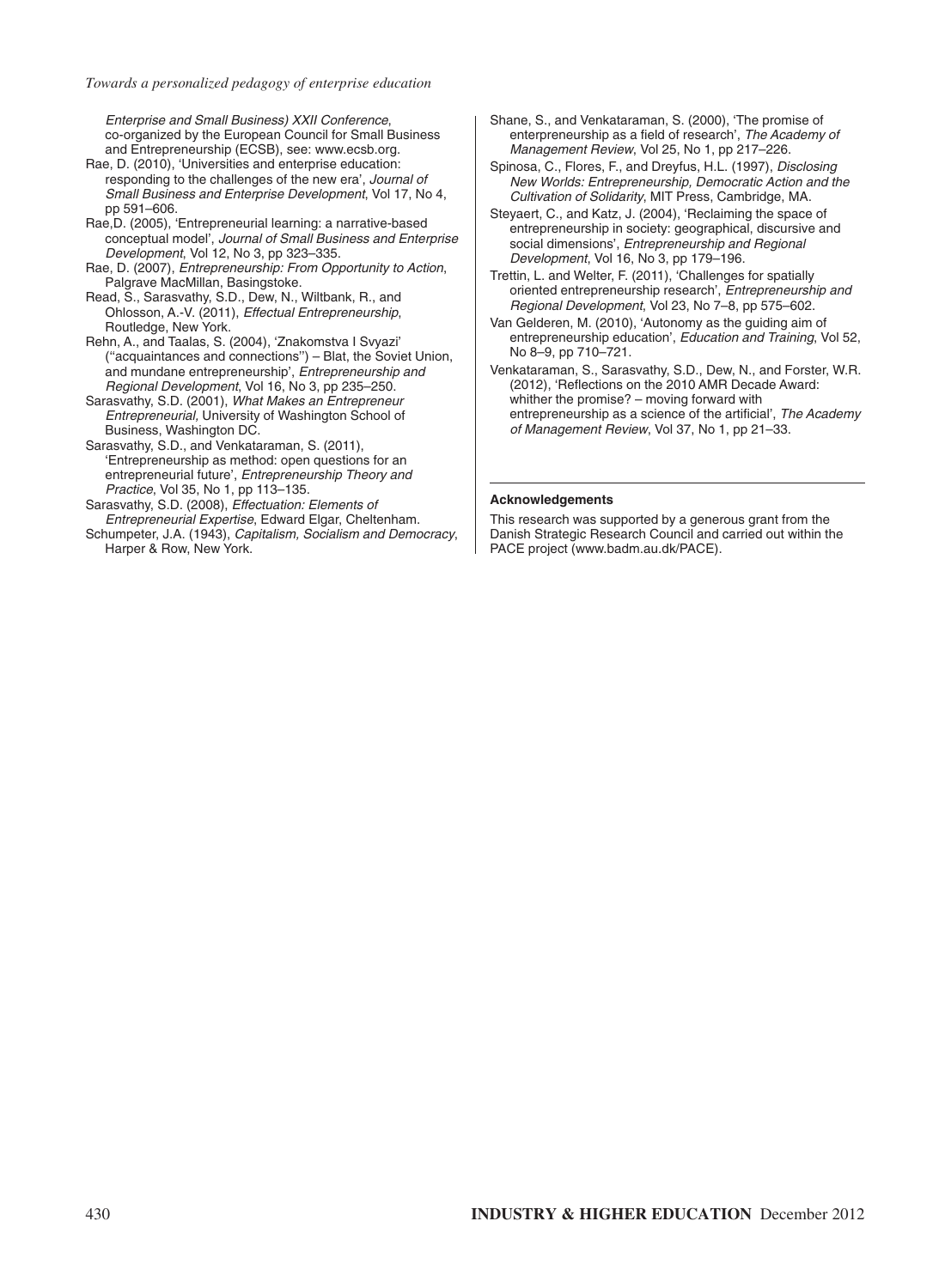*Enterprise and Small Business) XXII Conference*, co-organized by the European Council for Small Business and Entrepreneurship (ECSB), see: www.ecsb.org.

Rae, D. (2010), 'Universities and enterprise education: responding to the challenges of the new era', *Journal of Small Business and Enterprise Development*, Vol 17, No 4, pp 591–606.

Rae,D. (2005), 'Entrepreneurial learning: a narrative-based conceptual model', *Journal of Small Business and Enterprise Development*, Vol 12, No 3, pp 323–335.

Rae, D. (2007), *Entrepreneurship: From Opportunity to Action*, Palgrave MacMillan, Basingstoke.

Read, S., Sarasvathy, S.D., Dew, N., Wiltbank, R., and Ohlosson, A.-V. (2011), *Effectual Entrepreneurship*, Routledge, New York.

Rehn, A., and Taalas, S. (2004), 'Znakomstva I Svyazi' ("acquaintances and connections") – Blat, the Soviet Union, and mundane entrepreneurship', *Entrepreneurship and Regional Development*, Vol 16, No 3, pp 235–250.

Sarasvathy, S.D. (2001), *What Makes an Entrepreneur Entrepreneurial,* University of Washington School of Business, Washington DC.

Sarasvathy, S.D., and Venkataraman, S. (2011), 'Entrepreneurship as method: open questions for an entrepreneurial future', *Entrepreneurship Theory and Practice*, Vol 35, No 1, pp 113–135.

Sarasvathy, S.D. (2008), *Effectuation: Elements of Entrepreneurial Expertise*, Edward Elgar, Cheltenham.

Schumpeter, J.A. (1943), *Capitalism, Socialism and Democracy*, Harper & Row, New York.

Shane, S., and Venkataraman, S. (2000), 'The promise of enterpreneurship as a field of research', *The Academy of Management Review*, Vol 25, No 1, pp 217–226.

Spinosa, C., Flores, F., and Dreyfus, H.L. (1997), *Disclosing New Worlds: Entrepreneurship, Democratic Action and the Cultivation of Solidarity*, MIT Press, Cambridge, MA.

Steyaert, C., and Katz, J. (2004), 'Reclaiming the space of entrepreneurship in society: geographical, discursive and social dimensions', *Entrepreneurship and Regional Development*, Vol 16, No 3, pp 179–196.

Trettin, L. and Welter, F. (2011), 'Challenges for spatially oriented entrepreneurship research', *Entrepreneurship and Regional Development*, Vol 23, No 7–8, pp 575–602.

Van Gelderen, M. (2010), 'Autonomy as the guiding aim of entrepreneurship education', *Education and Training*, Vol 52, No 8–9, pp 710–721.

Venkataraman, S., Sarasvathy, S.D., Dew, N., and Forster, W.R. (2012), 'Reflections on the 2010 AMR Decade Award: whither the promise? – moving forward with entrepreneurship as a science of the artificial', *The Academy of Management Review*, Vol 37, No 1, pp 21–33.

**Acknowledgements**

This research was supported by a generous grant from the Danish Strategic Research Council and carried out within the PACE project (www.badm.au.dk/PACE).